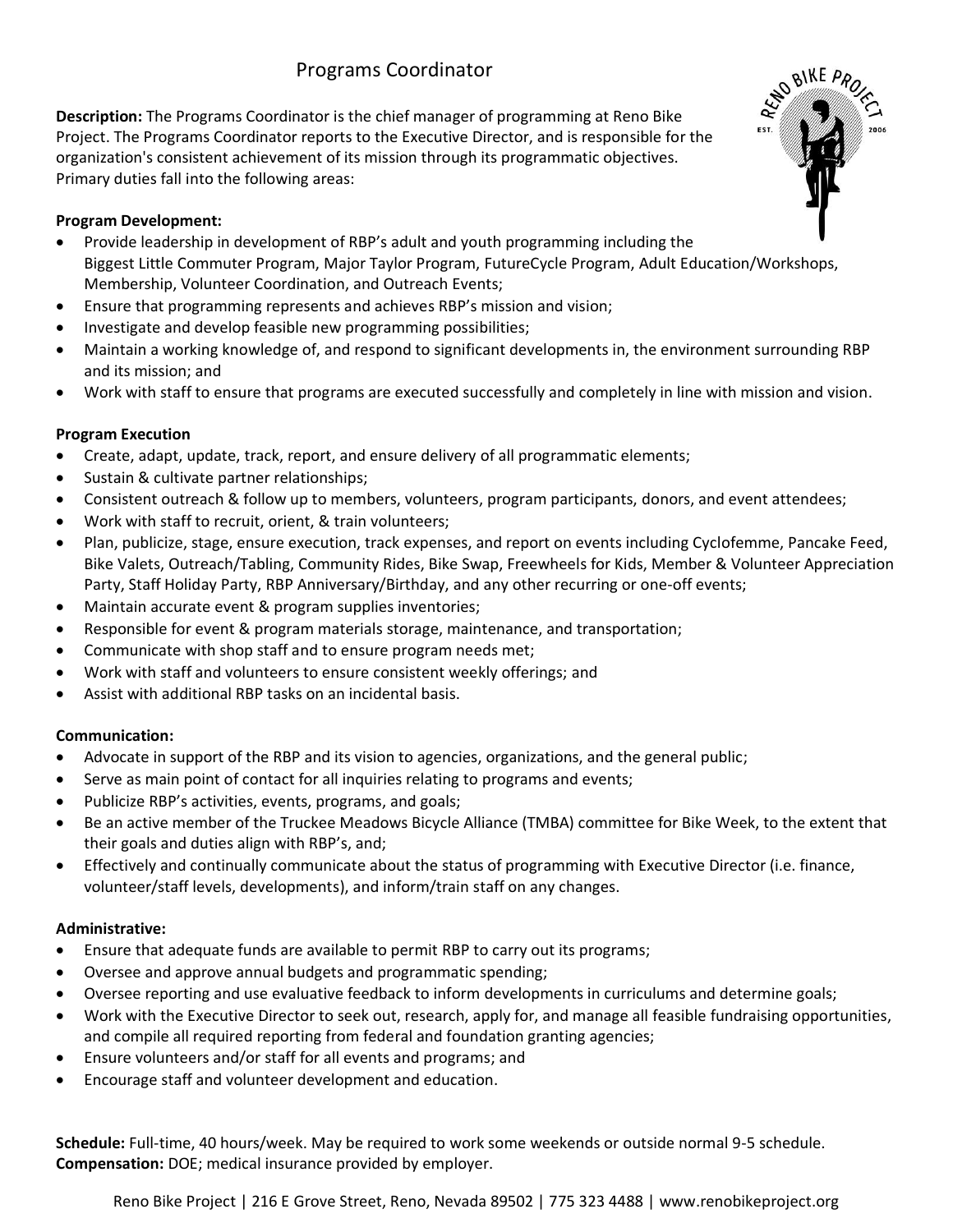# Programs Coordinator

**Description:** The Programs Coordinator is the chief manager of programming at Reno Bike Project. The Programs Coordinator reports to the Executive Director, and is responsible for the organization's consistent achievement of its mission through its programmatic objectives. Primary duties fall into the following areas:

**Program Development:**

- Provide leadership in development of RBP's adult and youth programming including the Biggest Little Commuter Program, Major Taylor Program, FutureCycle Program, Adult Education/Workshops, Membership, Volunteer Coordination, and Outreach Events;
- Ensure that programming represents and achieves RBP's mission and vision;
- Investigate and develop feasible new programming possibilities;
- Maintain a working knowledge of, and respond to significant developments in, the environment surrounding RBP and its mission; and
- Work with staff to ensure that programs are executed successfully and completely in line with mission and vision.

**Program Execution**

- Create, adapt, update, track, report, and ensure delivery of all programmatic elements;
- Sustain & cultivate partner relationships;
- Consistent outreach & follow up to members, volunteers, program participants, donors, and event attendees;
- Work with staff to recruit, orient, & train volunteers;
- Plan, publicize, stage, ensure execution, track expenses, and report on events including Cyclofemme, Pancake Feed, Bike Valets, Outreach/Tabling, Community Rides, Bike Swap, Freewheels for Kids, Member & Volunteer Appreciation Party, Staff Holiday Party, RBP Anniversary/Birthday, and any other recurring or one-off events;
- Maintain accurate event & program supplies inventories;
- Responsible for event & program materials storage, maintenance, and transportation;
- Communicate with shop staff and to ensure program needs met;
- Work with staff and volunteers to ensure consistent weekly offerings; and
- Assist with additional RBP tasks on an incidental basis.

**Communication:**

- Advocate in support of the RBP and its vision to agencies, organizations, and the general public;
- Serve as main point of contact for all inquiries relating to programs and events;
- Publicize RBP's activities, events, programs, and goals;
- Be an active member of the Truckee Meadows Bicycle Alliance (TMBA) committee for Bike Week, to the extent that their goals and duties align with RBP's, and;
- Effectively and continually communicate about the status of programming with Executive Director (i.e. finance, volunteer/staff levels, developments), and inform/train staff on any changes.

**Administrative:**

- Ensure that adequate funds are available to permit RBP to carry out its programs;
- Oversee and approve annual budgets and programmatic spending;
- Oversee reporting and use evaluative feedback to inform developments in curriculums and determine goals;
- Work with the Executive Director to seek out, research, apply for, and manage all feasible fundraising opportunities, and compile all required reporting from federal and foundation granting agencies;
- Ensure volunteers and/or staff for all events and programs; and
- Encourage staff and volunteer development and education.

**Schedule:** Full-time, 40 hours/week. May be required to work some weekends or outside normal 9-5 schedule.
**Compensation:** DOE; medical insurance provided by employer.

Reno Bike Project | 216 E Grove Street, Reno, Nevada 89502 | 775 323 4488 | www.renobikeproject.org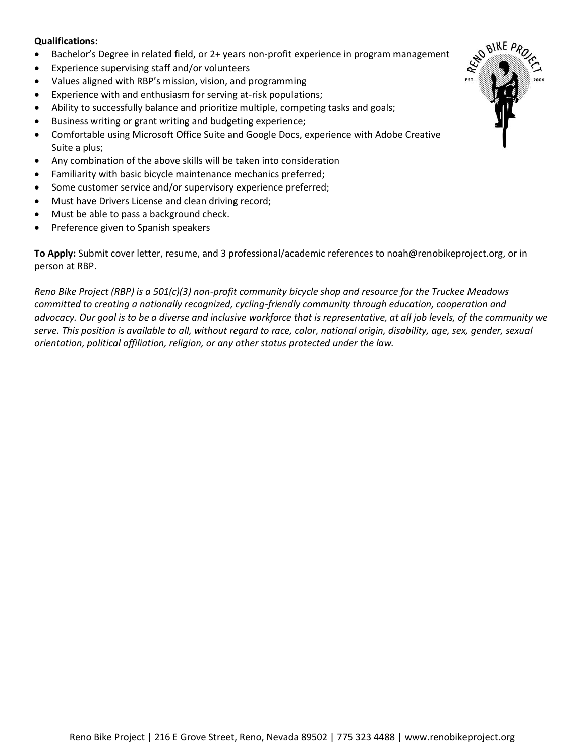**Qualifications:**

- Bachelor's Degree in related field, or 2+ years non-profit experience in program management
- Experience supervising staff and/or volunteers
- Values aligned with RBP's mission, vision, and programming
- Experience with and enthusiasm for serving at-risk populations;
- Ability to successfully balance and prioritize multiple, competing tasks and goals;
- Business writing or grant writing and budgeting experience;
- Comfortable using Microsoft Office Suite and Google Docs, experience with Adobe Creative Suite a plus;
- Any combination of the above skills will be taken into consideration
- Familiarity with basic bicycle maintenance mechanics preferred;
- Some customer service and/or supervisory experience preferred;
- Must have Drivers License and clean driving record;
- Must be able to pass a background check.
- Preference given to Spanish speakers

**To Apply:** Submit cover letter, resume, and 3 professional/academic references to noah@renobikeproject.org, or in person at RBP.

*Reno Bike Project (RBP) is a 501(c)(3) non-profit community bicycle shop and resource for the Truckee Meadows committed to creating a nationally recognized, cycling-friendly community through education, cooperation and advocacy. Our goal is to be a diverse and inclusive workforce that is representative, at all job levels, of the community we serve. This position is available to all, without regard to race, color, national origin, disability, age, sex, gender, sexual orientation, political affiliation, religion, or any other status protected under the law.*